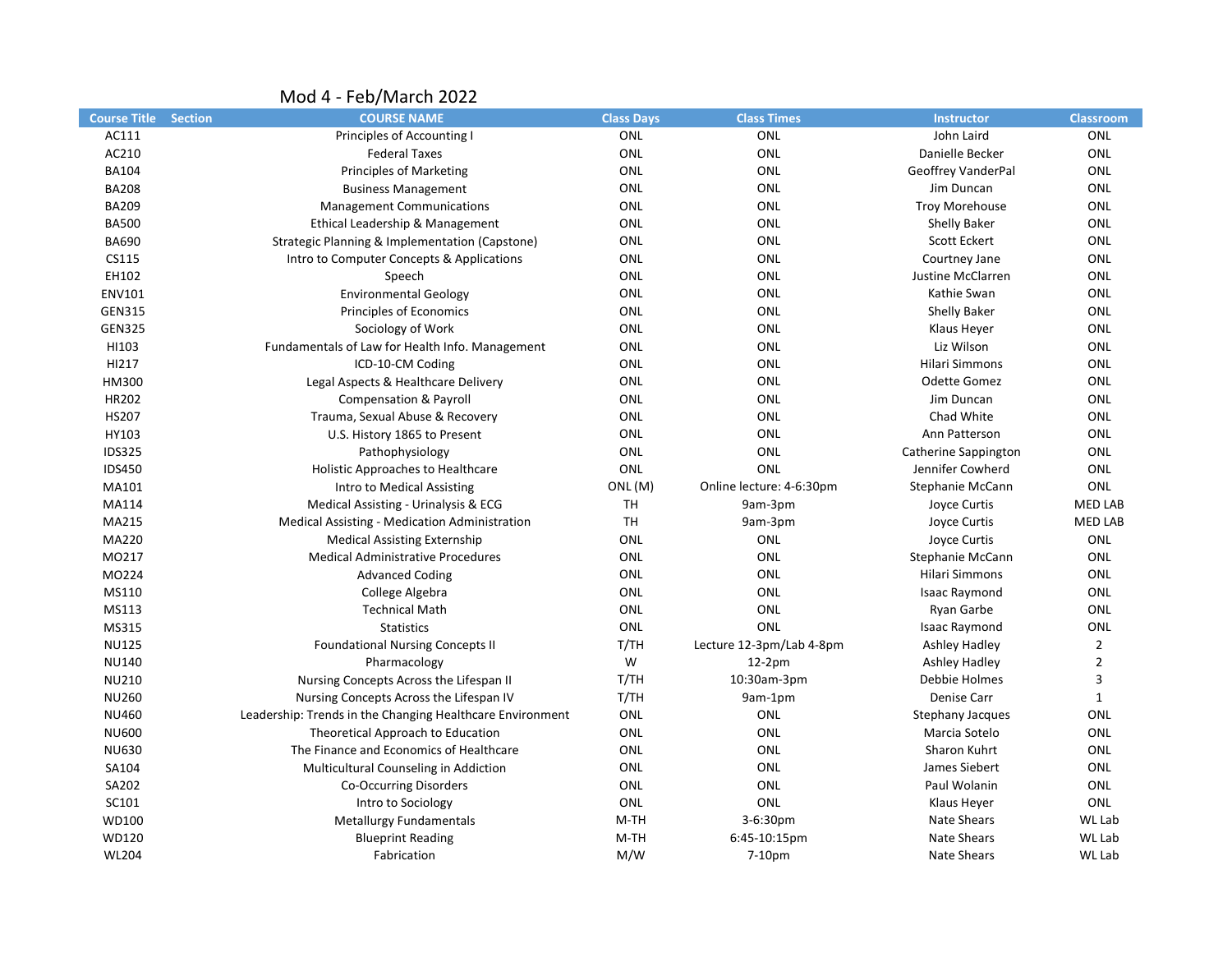# Mod 4 - Feb/March 2022

| Course Title | Section | COURSE NAME | Class Days | Class Times | Instructor | Classroom |
|---|---|---|---|---|---|---|
| AC111 | | Principles of Accounting I | ONL | ONL | John Laird | ONL |
| AC210 | | Federal Taxes | ONL | ONL | Danielle Becker | ONL |
| BA104 | | Principles of Marketing | ONL | ONL | Geoffrey VanderPal | ONL |
| BA208 | | Business Management | ONL | ONL | Jim Duncan | ONL |
| BA209 | | Management Communications | ONL | ONL | Troy Morehouse | ONL |
| BA500 | | Ethical Leadership & Management | ONL | ONL | Shelly Baker | ONL |
| BA690 | | Strategic Planning & Implementation (Capstone) | ONL | ONL | Scott Eckert | ONL |
| CS115 | | Intro to Computer Concepts & Applications | ONL | ONL | Courtney Jane | ONL |
| EH102 | | Speech | ONL | ONL | Justine McClarren | ONL |
| ENV101 | | Environmental Geology | ONL | ONL | Kathie Swan | ONL |
| GEN315 | | Principles of Economics | ONL | ONL | Shelly Baker | ONL |
| GEN325 | | Sociology of Work | ONL | ONL | Klaus Heyer | ONL |
| HI103 | | Fundamentals of Law for Health Info. Management | ONL | ONL | Liz Wilson | ONL |
| HI217 | | ICD-10-CM Coding | ONL | ONL | Hilari Simmons | ONL |
| HM300 | | Legal Aspects & Healthcare Delivery | ONL | ONL | Odette Gomez | ONL |
| HR202 | | Compensation & Payroll | ONL | ONL | Jim Duncan | ONL |
| HS207 | | Trauma, Sexual Abuse & Recovery | ONL | ONL | Chad White | ONL |
| HY103 | | U.S. History 1865 to Present | ONL | ONL | Ann Patterson | ONL |
| IDS325 | | Pathophysiology | ONL | ONL | Catherine Sappington | ONL |
| IDS450 | | Holistic Approaches to Healthcare | ONL | ONL | Jennifer Cowherd | ONL |
| MA101 | | Intro to Medical Assisting | ONL (M) | Online lecture: 4-6:30pm | Stephanie McCann | ONL |
| MA114 | | Medical Assisting - Urinalysis & ECG | TH | 9am-3pm | Joyce Curtis | MED LAB |
| MA215 | | Medical Assisting - Medication Administration | TH | 9am-3pm | Joyce Curtis | MED LAB |
| MA220 | | Medical Assisting Externship | ONL | ONL | Joyce Curtis | ONL |
| MO217 | | Medical Administrative Procedures | ONL | ONL | Stephanie McCann | ONL |
| MO224 | | Advanced Coding | ONL | ONL | Hilari Simmons | ONL |
| MS110 | | College Algebra | ONL | ONL | Isaac Raymond | ONL |
| MS113 | | Technical Math | ONL | ONL | Ryan Garbe | ONL |
| MS315 | | Statistics | ONL | ONL | Isaac Raymond | ONL |
| NU125 | | Foundational Nursing Concepts II | T/TH | Lecture 12-3pm/Lab 4-8pm | Ashley Hadley | 2 |
| NU140 | | Pharmacology | W | 12-2pm | Ashley Hadley | 2 |
| NU210 | | Nursing Concepts Across the Lifespan II | T/TH | 10:30am-3pm | Debbie Holmes | 3 |
| NU260 | | Nursing Concepts Across the Lifespan IV | T/TH | 9am-1pm | Denise Carr | 1 |
| NU460 | | Leadership: Trends in the Changing Healthcare Environment | ONL | ONL | Stephany Jacques | ONL |
| NU600 | | Theoretical Approach to Education | ONL | ONL | Marcia Sotelo | ONL |
| NU630 | | The Finance and Economics of Healthcare | ONL | ONL | Sharon Kuhrt | ONL |
| SA104 | | Multicultural Counseling in Addiction | ONL | ONL | James Siebert | ONL |
| SA202 | | Co-Occurring Disorders | ONL | ONL | Paul Wolanin | ONL |
| SC101 | | Intro to Sociology | ONL | ONL | Klaus Heyer | ONL |
| WD100 | | Metallurgy Fundamentals | M-TH | 3-6:30pm | Nate Shears | WL Lab |
| WD120 | | Blueprint Reading | M-TH | 6:45-10:15pm | Nate Shears | WL Lab |
| WL204 | | Fabrication | M/W | 7-10pm | Nate Shears | WL Lab |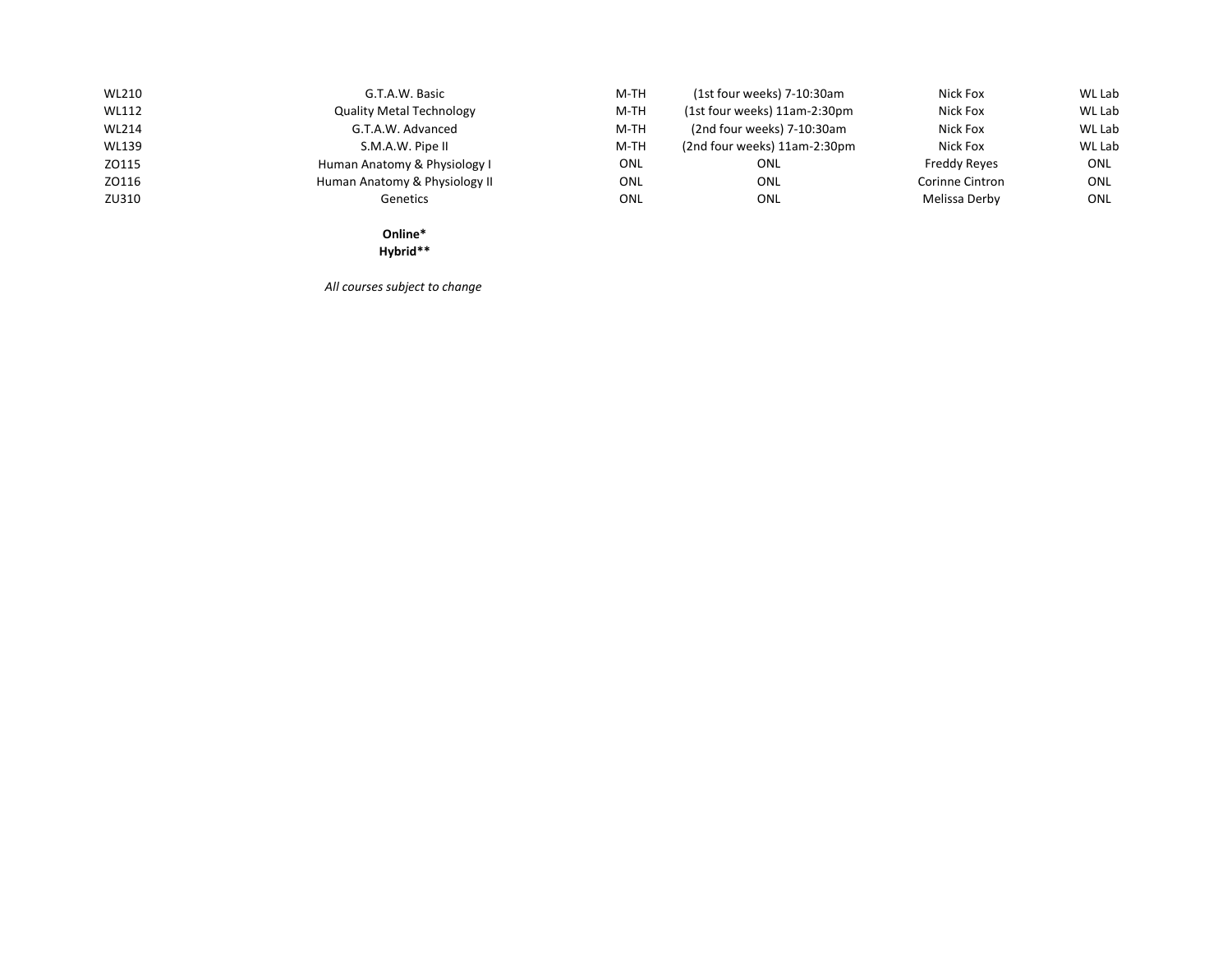| | | | | | |
|---|---|---|---|---|---|
| WL210 | G.T.A.W. Basic | M-TH | (1st four weeks) 7-10:30am | Nick Fox | WL Lab |
| WL112 | Quality Metal Technology | M-TH | (1st four weeks) 11am-2:30pm | Nick Fox | WL Lab |
| WL214 | G.T.A.W. Advanced | M-TH | (2nd four weeks) 7-10:30am | Nick Fox | WL Lab |
| WL139 | S.M.A.W. Pipe II | M-TH | (2nd four weeks) 11am-2:30pm | Nick Fox | WL Lab |
| ZO115 | Human Anatomy & Physiology I | ONL | ONL | Freddy Reyes | ONL |
| ZO116 | Human Anatomy & Physiology II | ONL | ONL | Corinne Cintron | ONL |
| ZU310 | Genetics | ONL | ONL | Melissa Derby | ONL |

**Online***
**Hybrid****

*All courses subject to change*